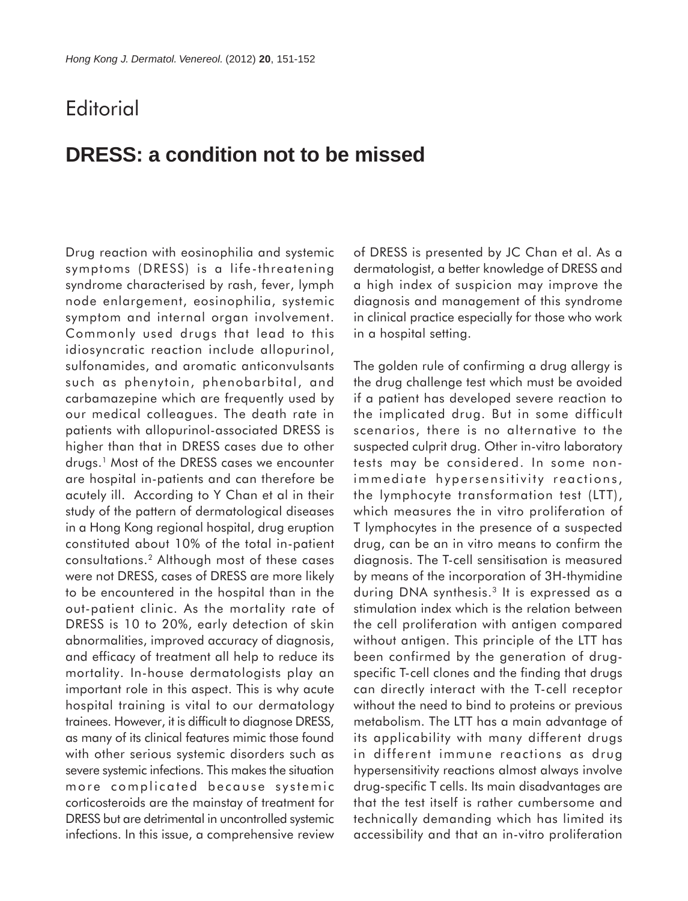# Editorial

## DRESS: a condition not to be missed

Drug reaction with eosinophilia and systemic symptoms (DRESS) is a life-threatening syndrome characterised by rash, fever, lymph node enlargement, eosinophilia, systemic symptom and internal organ involvement. Commonly used drugs that lead to this idiosyncratic reaction include allopurinol, sulfonamides, and aromatic anticonvulsants such as phenytoin, phenobarbital, and carbamazepine which are frequently used by our medical colleagues. The death rate in patients with allopurinol-associated DRESS is higher than that in DRESS cases due to other drugs.[1] Most of the DRESS cases we encounter are hospital in-patients and can therefore be acutely ill. According to Y Chan et al in their study of the pattern of dermatological diseases in a Hong Kong regional hospital, drug eruption constituted about 10% of the total in-patient consultations.[2] Although most of these cases were not DRESS, cases of DRESS are more likely to be encountered in the hospital than in the out-patient clinic. As the mortality rate of DRESS is 10 to 20%, early detection of skin abnormalities, improved accuracy of diagnosis, and efficacy of treatment all help to reduce its mortality. In-house dermatologists play an important role in this aspect. This is why acute hospital training is vital to our dermatology trainees. However, it is difficult to diagnose DRESS, as many of its clinical features mimic those found with other serious systemic disorders such as severe systemic infections. This makes the situation more complicated because systemic corticosteroids are the mainstay of treatment for DRESS but are detrimental in uncontrolled systemic infections. In this issue, a comprehensive review of DRESS is presented by JC Chan et al. As a dermatologist, a better knowledge of DRESS and a high index of suspicion may improve the diagnosis and management of this syndrome in clinical practice especially for those who work in a hospital setting.

The golden rule of confirming a drug allergy is the drug challenge test which must be avoided if a patient has developed severe reaction to the implicated drug. But in some difficult scenarios, there is no alternative to the suspected culprit drug. Other in-vitro laboratory tests may be considered. In some non-immediate hypersensitivity reactions, the lymphocyte transformation test (LTT), which measures the in vitro proliferation of T lymphocytes in the presence of a suspected drug, can be an in vitro means to confirm the diagnosis. The T-cell sensitisation is measured by means of the incorporation of 3H-thymidine during DNA synthesis.[3] It is expressed as a stimulation index which is the relation between the cell proliferation with antigen compared without antigen. This principle of the LTT has been confirmed by the generation of drug-specific T-cell clones and the finding that drugs can directly interact with the T-cell receptor without the need to bind to proteins or previous metabolism. The LTT has a main advantage of its applicability with many different drugs in different immune reactions as drug hypersensitivity reactions almost always involve drug-specific T cells. Its main disadvantages are that the test itself is rather cumbersome and technically demanding which has limited its accessibility and that an in-vitro proliferation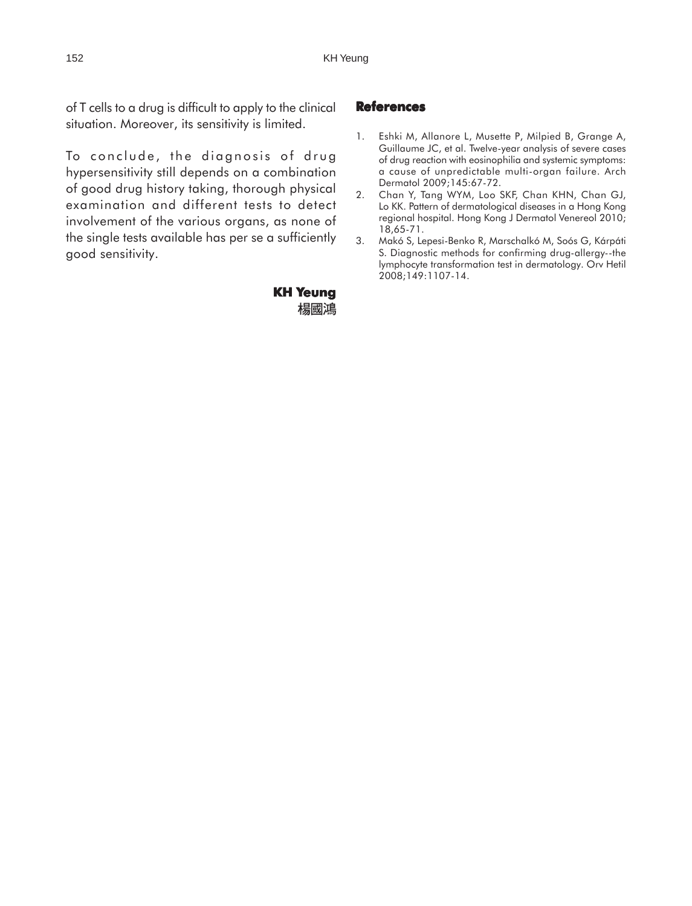of T cells to a drug is difficult to apply to the clinical situation. Moreover, its sensitivity is limited.

To conclude, the diagnosis of drug hypersensitivity still depends on a combination of good drug history taking, thorough physical examination and different tests to detect involvement of the various organs, as none of the single tests available has per se a sufficiently good sensitivity.

**KH Yeung**
**楊國鴻**

## References

1. Eshki M, Allanore L, Musette P, Milpied B, Grange A, Guillaume JC, et al. Twelve-year analysis of severe cases of drug reaction with eosinophilia and systemic symptoms: a cause of unpredictable multi-organ failure. Arch Dermatol 2009;145:67-72.
2. Chan Y, Tang WYM, Loo SKF, Chan KHN, Chan GJ, Lo KK. Pattern of dermatological diseases in a Hong Kong regional hospital. Hong Kong J Dermatol Venereol 2010; 18,65-71.
3. Makó S, Lepesi-Benko R, Marschalkó M, Soós G, Kárpáti S. Diagnostic methods for confirming drug-allergy--the lymphocyte transformation test in dermatology. Orv Hetil 2008;149:1107-14.